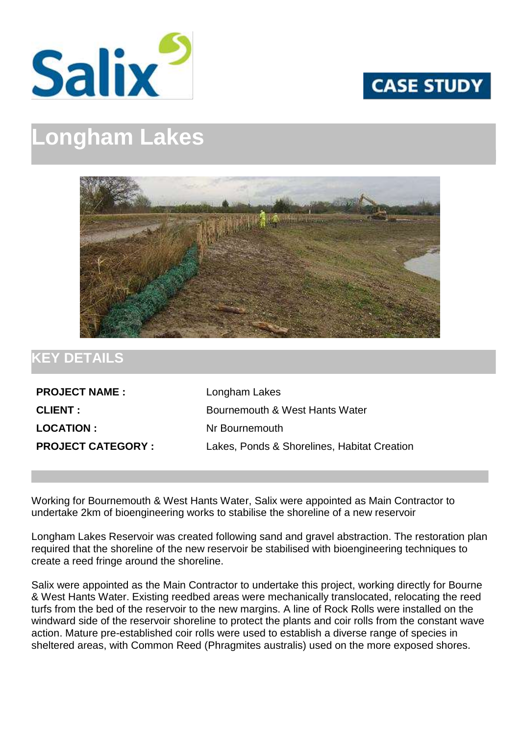Salix

CASE STUDY

# Longham Lakes

## KEY DETAILS

| | |
|---|---|
| **PROJECT NAME :** | Longham Lakes |
| **CLIENT :** | Bournemouth & West Hants Water |
| **LOCATION :** | Nr Bournemouth |
| **PROJECT CATEGORY :** | Lakes, Ponds & Shorelines, Habitat Creation |

Working for Bournemouth & West Hants Water, Salix were appointed as Main Contractor to undertake 2km of bioengineering works to stabilise the shoreline of a new reservoir

Longham Lakes Reservoir was created following sand and gravel abstraction. The restoration plan required that the shoreline of the new reservoir be stabilised with bioengineering techniques to create a reed fringe around the shoreline.

Salix were appointed as the Main Contractor to undertake this project, working directly for Bourne & West Hants Water. Existing reedbed areas were mechanically translocated, relocating the reed turfs from the bed of the reservoir to the new margins. A line of Rock Rolls were installed on the windward side of the reservoir shoreline to protect the plants and coir rolls from the constant wave action. Mature pre-established coir rolls were used to establish a diverse range of species in sheltered areas, with Common Reed (Phragmites australis) used on the more exposed shores.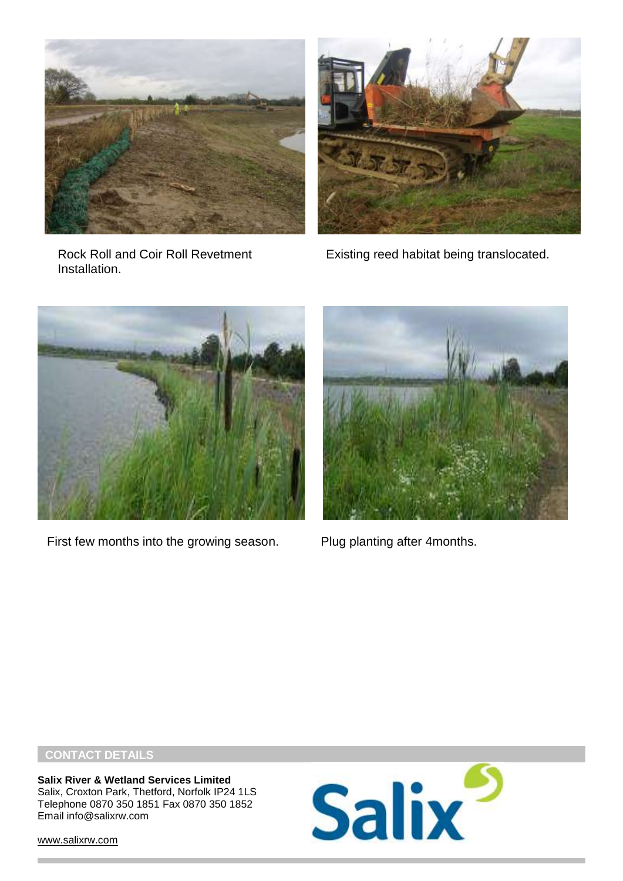Rock Roll and Coir Roll Revetment Installation.

Existing reed habitat being translocated.

First few months into the growing season.

Plug planting after 4months.

## CONTACT DETAILS

**Salix River & Wetland Services Limited**
Salix, Croxton Park, Thetford, Norfolk IP24 1LS
Telephone 0870 350 1851 Fax 0870 350 1852
Email info@salixrw.com

www.salixrw.com